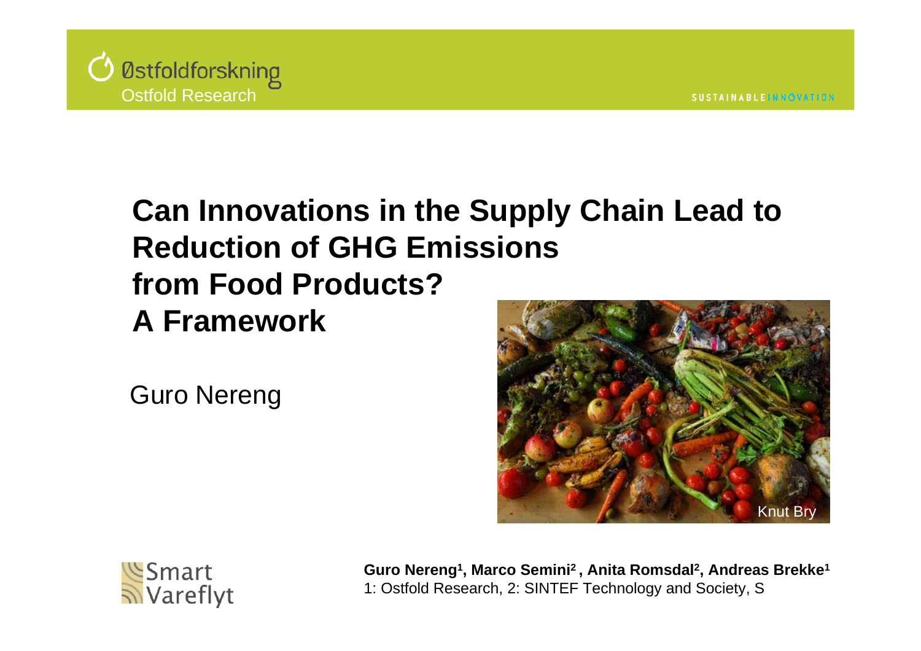Østfoldforskning
Ostfold Research

SUSTAINABLE INNOVATION

# Can Innovations in the Supply Chain Lead to Reduction of GHG Emissions from Food Products? A Framework

Guro Nereng

Knut Bry

Smart Vareflyt

**Guro Nereng[1], Marco Semini[2], Anita Romsdal[2], Andreas Brekke[1]**
1: Ostfold Research, 2: SINTEF Technology and Society, S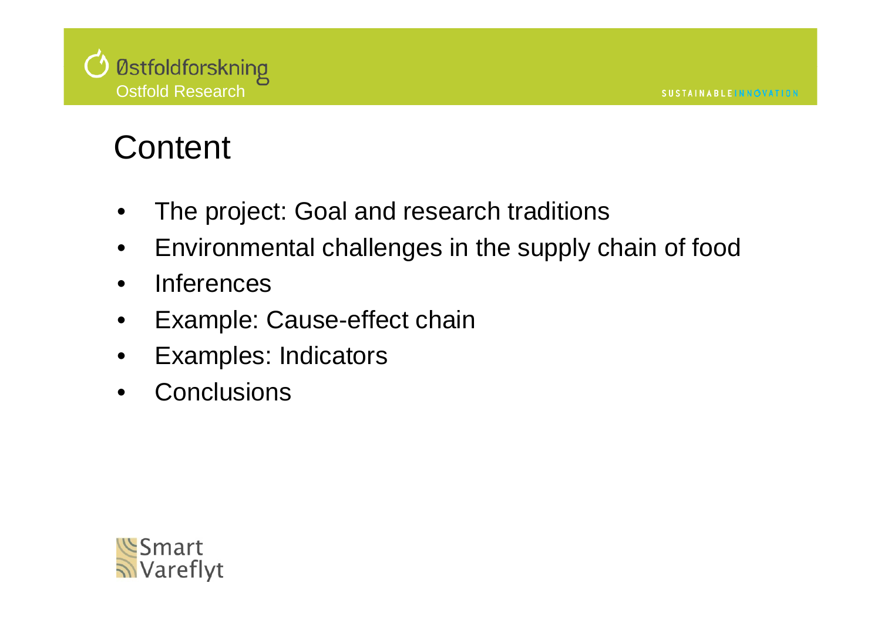# Content

- The project: Goal and research traditions
- Environmental challenges in the supply chain of food
- Inferences
- Example: Cause-effect chain
- Examples: Indicators
- Conclusions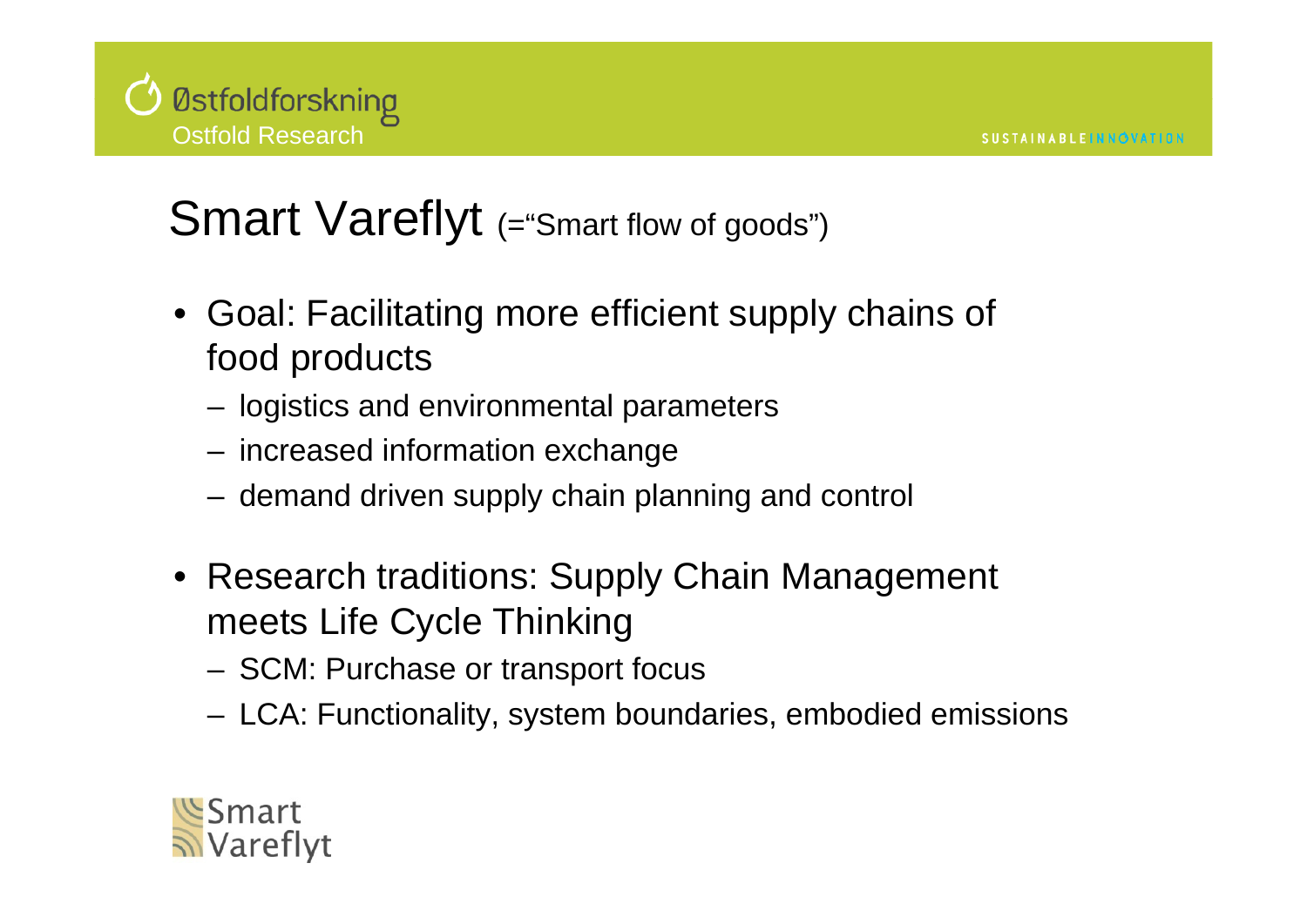# Smart Vareflyt (="Smart flow of goods")

- Goal: Facilitating more efficient supply chains of food products
  - logistics and environmental parameters
  - increased information exchange
  - demand driven supply chain planning and control

- Research traditions: Supply Chain Management meets Life Cycle Thinking
  - SCM: Purchase or transport focus
  - LCA: Functionality, system boundaries, embodied emissions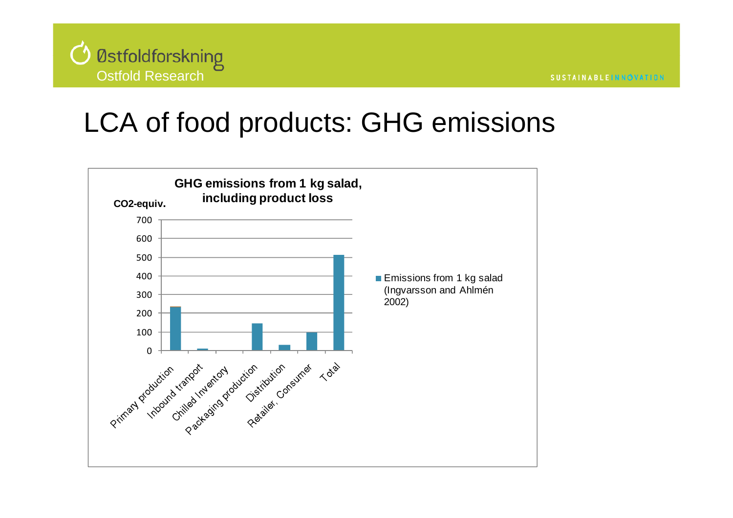# LCA of food products: GHG emissions

**GHG emissions from 1 kg salad, including product loss**

**CO2-equiv.**

| Stage | Emissions from 1 kg salad (Ingvarsson and Ahlmén 2002) |
|---|---|
| Primary production | ~235 |
| Inbound tranport | ~10 |
| Chilled Inventory | ~0 |
| Packaging production | ~145 |
| Distribution | ~30 |
| Retailer, Consumer | ~97 |
| Total | ~512 |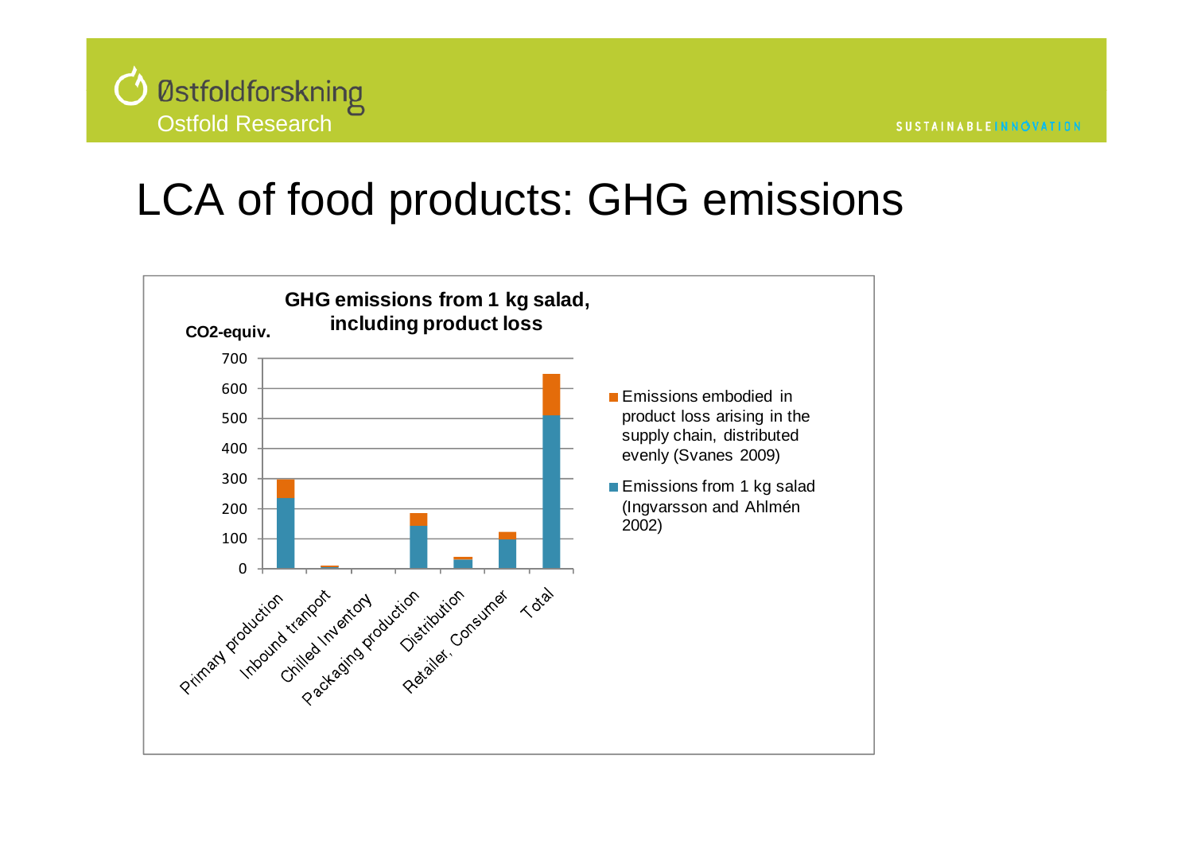# LCA of food products: GHG emissions

**GHG emissions from 1 kg salad, including product loss**

**CO2-equiv.**

| | Emissions from 1 kg salad (Ingvarsson and Ahlmén 2002) | Emissions embodied in product loss arising in the supply chain, distributed evenly (Svanes 2009) |
|---|---|---|
| Primary production | ~235 | ~60 |
| Inbound tranport | ~3 | ~7 |
| Chilled Inventory | ~0 | ~0 |
| Packaging production | ~140 | ~45 |
| Distribution | ~30 | ~10 |
| Retailer, Consumer | ~97 | ~25 |
| Total | ~510 | ~137 |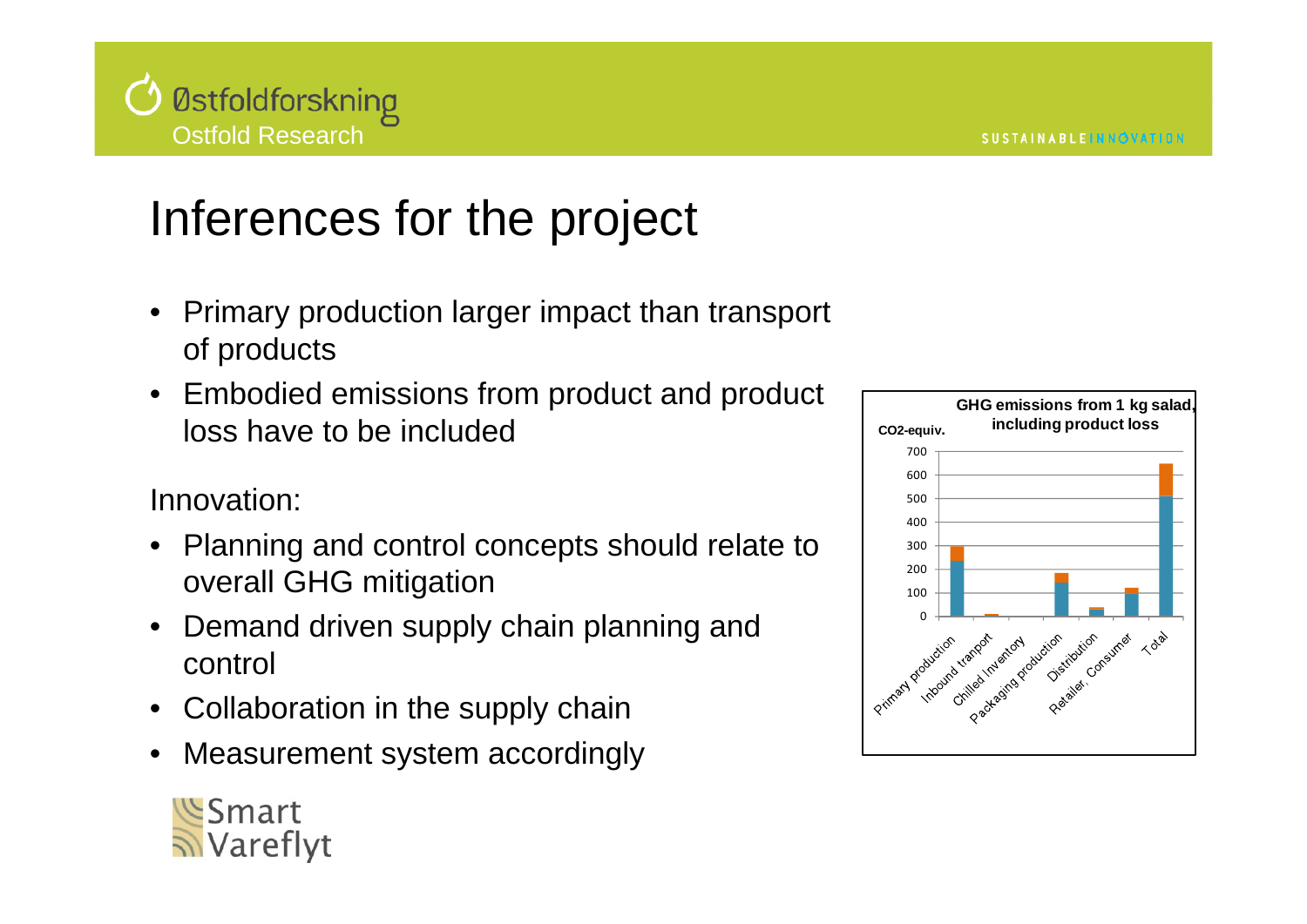# Inferences for the project

- Primary production larger impact than transport of products
- Embodied emissions from product and product loss have to be included

Innovation:

- Planning and control concepts should relate to overall GHG mitigation
- Demand driven supply chain planning and control
- Collaboration in the supply chain
- Measurement system accordingly

**GHG emissions from 1 kg salad, including product loss**

CO2-equiv.

700
600
500
400
300
200
100
0

Primary production, Inbound tranport, Chilled Inventory, Packaging production, Distribution, Retailer, Consumer, Total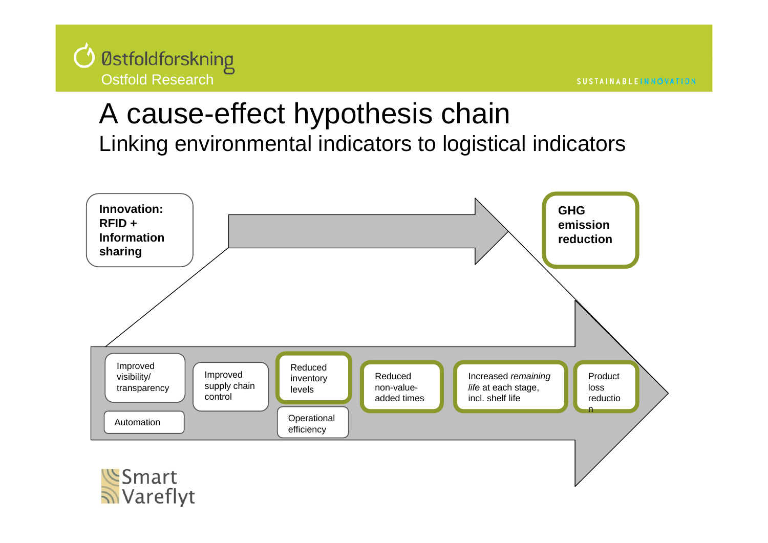# A cause-effect hypothesis chain

## Linking environmental indicators to logistical indicators

**Innovation: RFID + Information sharing**

**GHG emission reduction**

- Improved visibility/ transparency
- Automation
- Improved supply chain control
- Reduced inventory levels
- Operational efficiency
- Reduced non-value-added times
- Increased *remaining life* at each stage, incl. shelf life
- Product loss reduction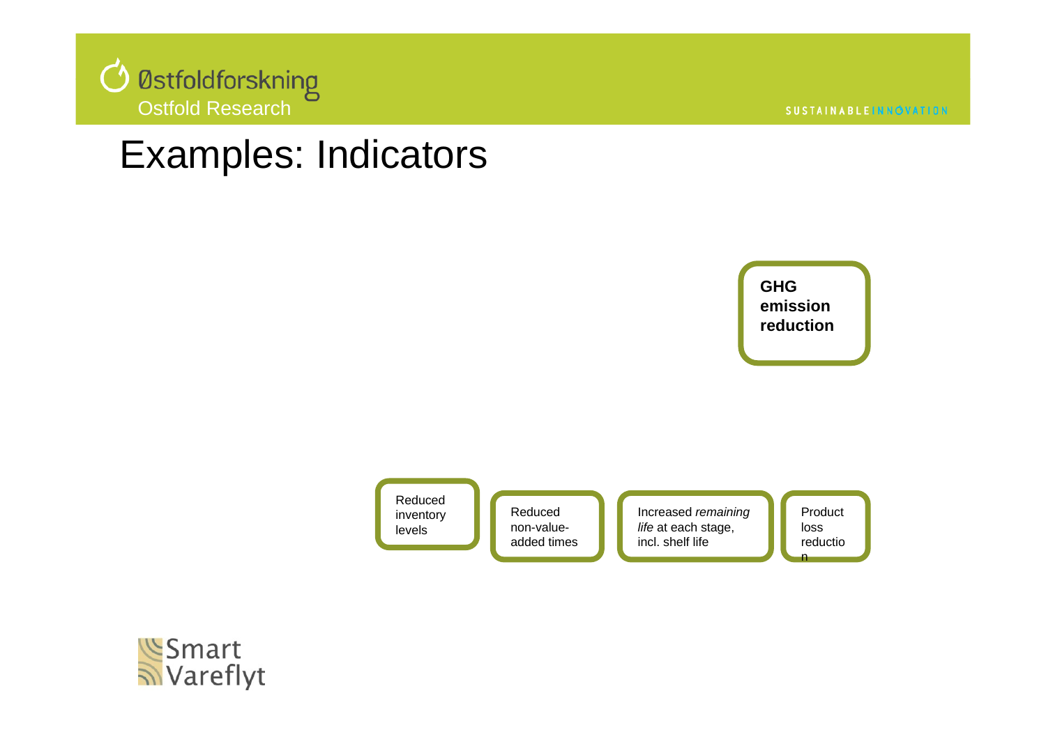# Examples: Indicators

**GHG emission reduction**

Reduced inventory levels

Reduced non-value-added times

Increased *remaining life* at each stage, incl. shelf life

Product loss reduction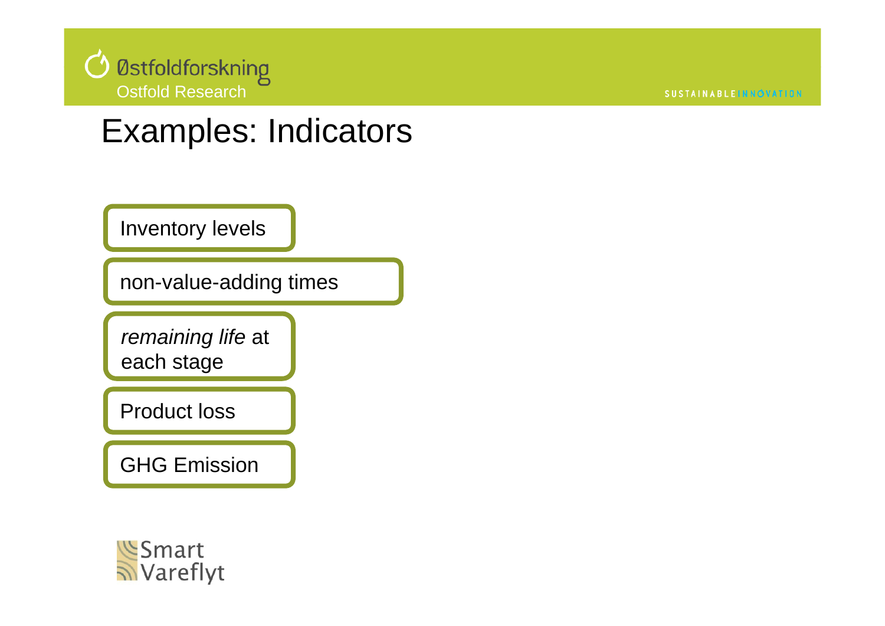# Examples: Indicators

- Inventory levels
- non-value-adding times
- *remaining life* at each stage
- Product loss
- GHG Emission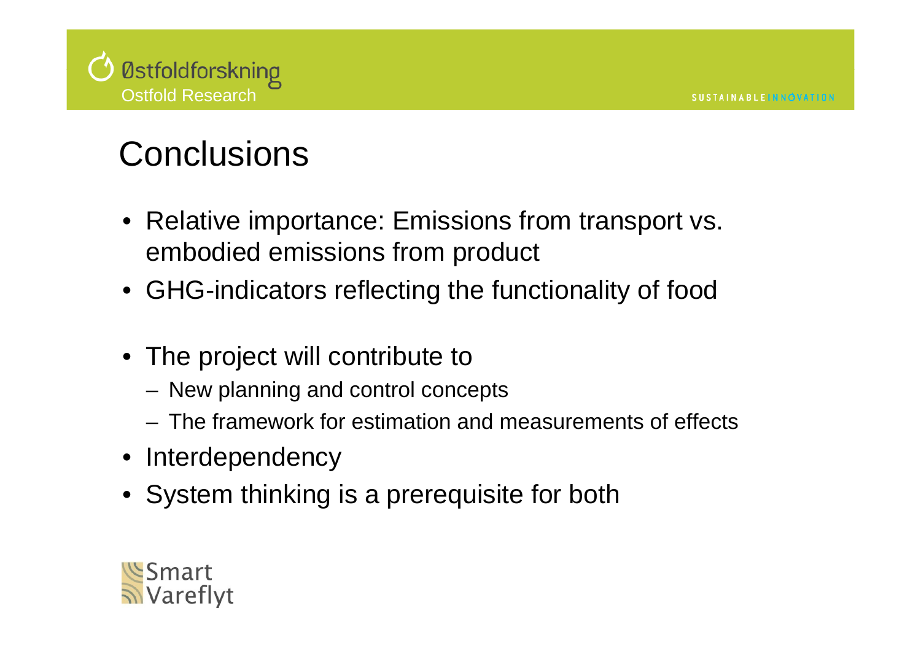# Conclusions

- Relative importance: Emissions from transport vs. embodied emissions from product
- GHG-indicators reflecting the functionality of food
- The project will contribute to
  - New planning and control concepts
  - The framework for estimation and measurements of effects
- Interdependency
- System thinking is a prerequisite for both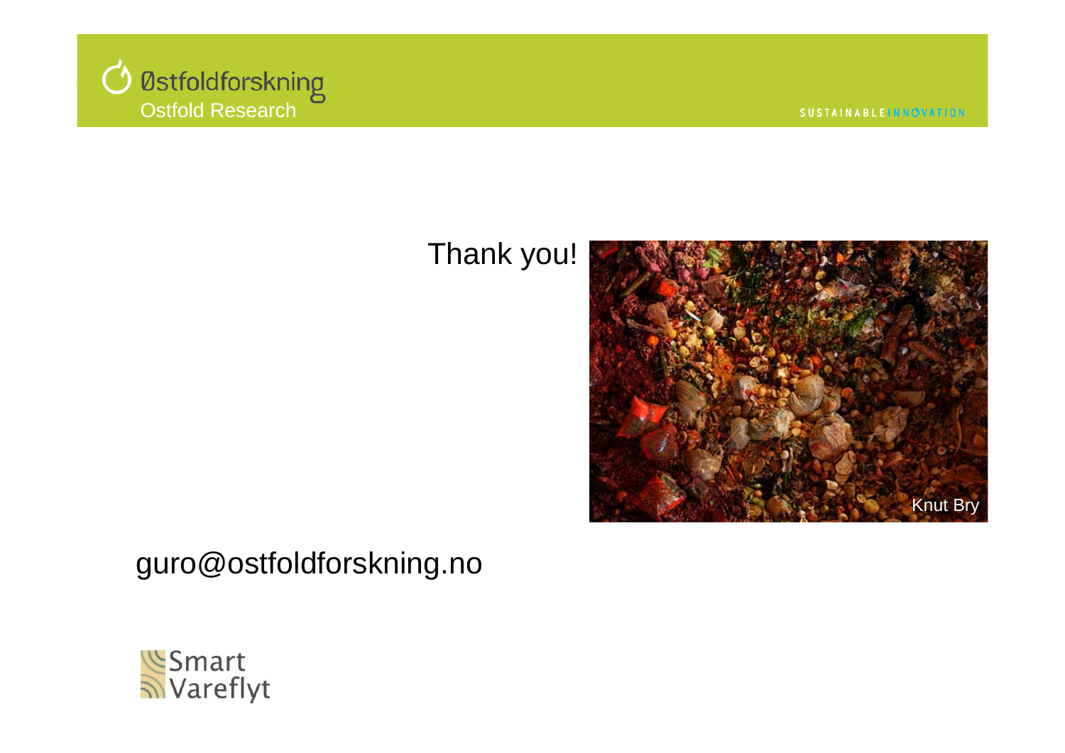Thank you!

Knut Bry

guro@ostfoldforskning.no